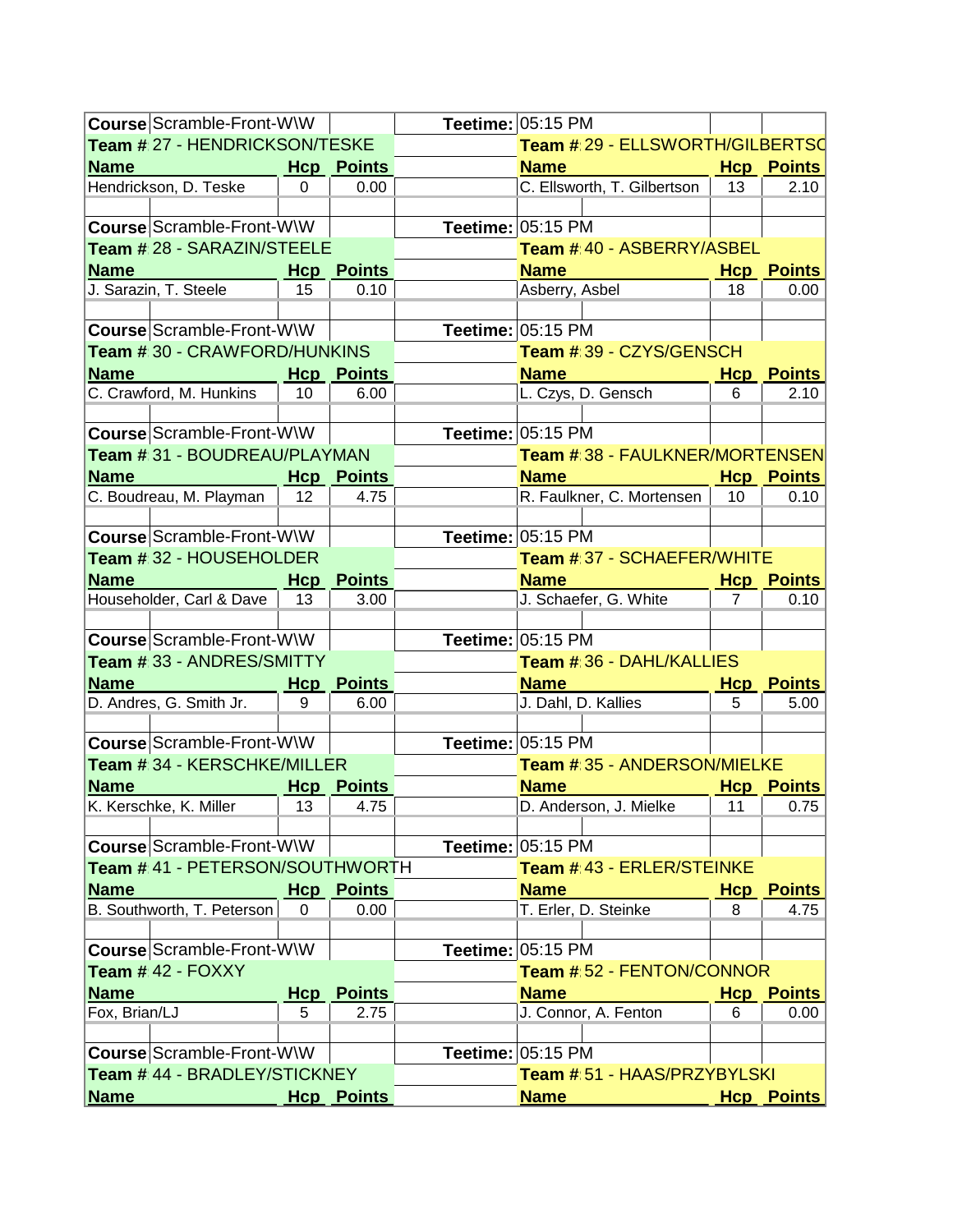| Course | Scramble-Front-W\W | | | Teetime: | 05:15 PM | | |
|---|---|---|---|---|---|---|---|
| **Team #** 27 - HENDRICKSON/TESKE | | | | **Team #** 29 - ELLSWORTH/GILBERTSO | | | |
| **Name** | | **Hcp** | **Points** | **Name** | | **Hcp** | **Points** |
| Hendrickson, D. Teske | | 0 | 0.00 | C. Ellsworth, T. Gilbertson | | 13 | 2.10 |

| Course | Scramble-Front-W\W | | | Teetime: | 05:15 PM | | |
|---|---|---|---|---|---|---|---|
| **Team #** 28 - SARAZIN/STEELE | | | | **Team #** 40 - ASBERRY/ASBEL | | | |
| **Name** | | **Hcp** | **Points** | **Name** | | **Hcp** | **Points** |
| J. Sarazin, T. Steele | | 15 | 0.10 | Asberry, Asbel | | 18 | 0.00 |

| Course | Scramble-Front-W\W | | | Teetime: | 05:15 PM | | |
|---|---|---|---|---|---|---|---|
| **Team #** 30 - CRAWFORD/HUNKINS | | | | **Team #** 39 - CZYS/GENSCH | | | |
| **Name** | | **Hcp** | **Points** | **Name** | | **Hcp** | **Points** |
| C. Crawford, M. Hunkins | | 10 | 6.00 | L. Czys, D. Gensch | | 6 | 2.10 |

| Course | Scramble-Front-W\W | | | Teetime: | 05:15 PM | | |
|---|---|---|---|---|---|---|---|
| **Team #** 31 - BOUDREAU/PLAYMAN | | | | **Team #** 38 - FAULKNER/MORTENSEN | | | |
| **Name** | | **Hcp** | **Points** | **Name** | | **Hcp** | **Points** |
| C. Boudreau, M. Playman | | 12 | 4.75 | R. Faulkner, C. Mortensen | | 10 | 0.10 |

| Course | Scramble-Front-W\W | | | Teetime: | 05:15 PM | | |
|---|---|---|---|---|---|---|---|
| **Team #** 32 - HOUSEHOLDER | | | | **Team #** 37 - SCHAEFER/WHITE | | | |
| **Name** | | **Hcp** | **Points** | **Name** | | **Hcp** | **Points** |
| Householder, Carl & Dave | | 13 | 3.00 | J. Schaefer, G. White | | 7 | 0.10 |

| Course | Scramble-Front-W\W | | | Teetime: | 05:15 PM | | |
|---|---|---|---|---|---|---|---|
| **Team #** 33 - ANDRES/SMITTY | | | | **Team #** 36 - DAHL/KALLIES | | | |
| **Name** | | **Hcp** | **Points** | **Name** | | **Hcp** | **Points** |
| D. Andres, G. Smith Jr. | | 9 | 6.00 | J. Dahl, D. Kallies | | 5 | 5.00 |

| Course | Scramble-Front-W\W | | | Teetime: | 05:15 PM | | |
|---|---|---|---|---|---|---|---|
| **Team #** 34 - KERSCHKE/MILLER | | | | **Team #** 35 - ANDERSON/MIELKE | | | |
| **Name** | | **Hcp** | **Points** | **Name** | | **Hcp** | **Points** |
| K. Kerschke, K. Miller | | 13 | 4.75 | D. Anderson, J. Mielke | | 11 | 0.75 |

| Course | Scramble-Front-W\W | | | Teetime: | 05:15 PM | | |
|---|---|---|---|---|---|---|---|
| **Team #** 41 - PETERSON/SOUTHWORTH | | | | **Team #** 43 - ERLER/STEINKE | | | |
| **Name** | | **Hcp** | **Points** | **Name** | | **Hcp** | **Points** |
| B. Southworth, T. Peterson | | 0 | 0.00 | T. Erler, D. Steinke | | 8 | 4.75 |

| Course | Scramble-Front-W\W | | | Teetime: | 05:15 PM | | |
|---|---|---|---|---|---|---|---|
| **Team #** 42 - FOXXY | | | | **Team #** 52 - FENTON/CONNOR | | | |
| **Name** | | **Hcp** | **Points** | **Name** | | **Hcp** | **Points** |
| Fox, Brian/LJ | | 5 | 2.75 | J. Connor, A. Fenton | | 6 | 0.00 |

| Course | Scramble-Front-W\W | | | Teetime: | 05:15 PM | | |
|---|---|---|---|---|---|---|---|
| **Team #** 44 - BRADLEY/STICKNEY | | | | **Team #** 51 - HAAS/PRZYBYLSKI | | | |
| **Name** | | **Hcp** | **Points** | **Name** | | **Hcp** | **Points** |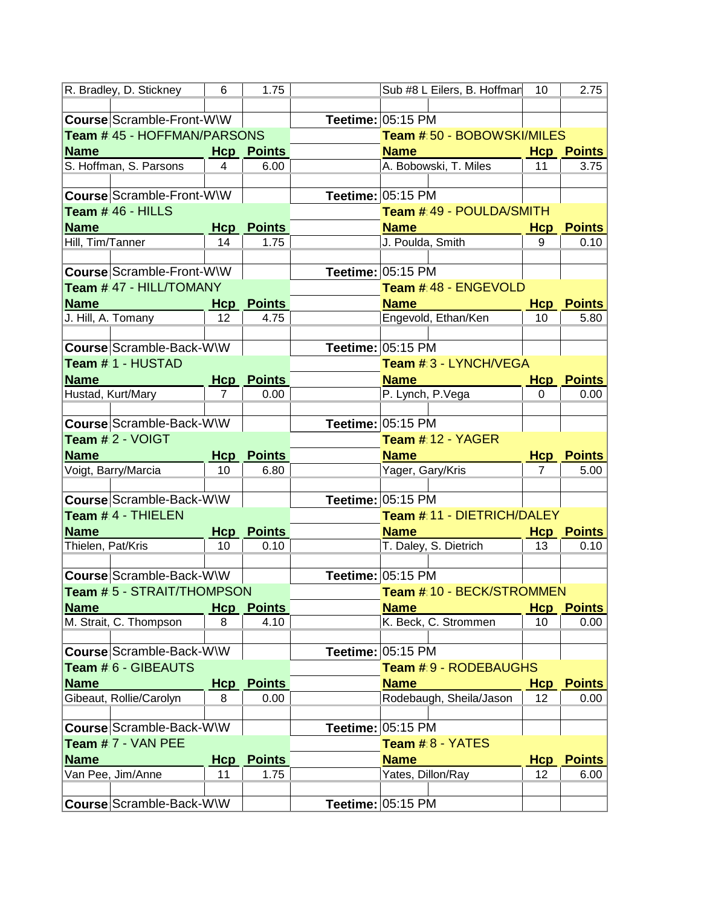| Name | Hcp | Points | | Name | Hcp | Points |
|---|---|---|---|---|---|---|
| R. Bradley, D. Stickney | 6 | 1.75 | | Sub #8 L Eilers, B. Hoffman | 10 | 2.75 |

**Course** Scramble-Front-W\W — **Teetime:** 05:15 PM

| Team # 45 - HOFFMAN/PARSONS | | | | Team # 50 - BOBOWSKI/MILES | | |
|---|---|---|---|---|---|---|
| **Name** | **Hcp** | **Points** | | **Name** | **Hcp** | **Points** |
| S. Hoffman, S. Parsons | 4 | 6.00 | | A. Bobowski, T. Miles | 11 | 3.75 |

**Course** Scramble-Front-W\W — **Teetime:** 05:15 PM

| Team # 46 - HILLS | | | | Team # 49 - POULDA/SMITH | | |
|---|---|---|---|---|---|---|
| **Name** | **Hcp** | **Points** | | **Name** | **Hcp** | **Points** |
| Hill, Tim/Tanner | 14 | 1.75 | | J. Poulda, Smith | 9 | 0.10 |

**Course** Scramble-Front-W\W — **Teetime:** 05:15 PM

| Team # 47 - HILL/TOMANY | | | | Team # 48 - ENGEVOLD | | |
|---|---|---|---|---|---|---|
| **Name** | **Hcp** | **Points** | | **Name** | **Hcp** | **Points** |
| J. Hill, A. Tomany | 12 | 4.75 | | Engevold, Ethan/Ken | 10 | 5.80 |

**Course** Scramble-Back-W\W — **Teetime:** 05:15 PM

| Team # 1 - HUSTAD | | | | Team # 3 - LYNCH/VEGA | | |
|---|---|---|---|---|---|---|
| **Name** | **Hcp** | **Points** | | **Name** | **Hcp** | **Points** |
| Hustad, Kurt/Mary | 7 | 0.00 | | P. Lynch, P.Vega | 0 | 0.00 |

**Course** Scramble-Back-W\W — **Teetime:** 05:15 PM

| Team # 2 - VOIGT | | | | Team # 12 - YAGER | | |
|---|---|---|---|---|---|---|
| **Name** | **Hcp** | **Points** | | **Name** | **Hcp** | **Points** |
| Voigt, Barry/Marcia | 10 | 6.80 | | Yager, Gary/Kris | 7 | 5.00 |

**Course** Scramble-Back-W\W — **Teetime:** 05:15 PM

| Team # 4 - THIELEN | | | | Team # 11 - DIETRICH/DALEY | | |
|---|---|---|---|---|---|---|
| **Name** | **Hcp** | **Points** | | **Name** | **Hcp** | **Points** |
| Thielen, Pat/Kris | 10 | 0.10 | | T. Daley, S. Dietrich | 13 | 0.10 |

**Course** Scramble-Back-W\W — **Teetime:** 05:15 PM

| Team # 5 - STRAIT/THOMPSON | | | | Team # 10 - BECK/STROMMEN | | |
|---|---|---|---|---|---|---|
| **Name** | **Hcp** | **Points** | | **Name** | **Hcp** | **Points** |
| M. Strait, C. Thompson | 8 | 4.10 | | K. Beck, C. Strommen | 10 | 0.00 |

**Course** Scramble-Back-W\W — **Teetime:** 05:15 PM

| Team # 6 - GIBEAUTS | | | | Team # 9 - RODEBAUGHS | | |
|---|---|---|---|---|---|---|
| **Name** | **Hcp** | **Points** | | **Name** | **Hcp** | **Points** |
| Gibeaut, Rollie/Carolyn | 8 | 0.00 | | Rodebaugh, Sheila/Jason | 12 | 0.00 |

**Course** Scramble-Back-W\W — **Teetime:** 05:15 PM

| Team # 7 - VAN PEE | | | | Team # 8 - YATES | | |
|---|---|---|---|---|---|---|
| **Name** | **Hcp** | **Points** | | **Name** | **Hcp** | **Points** |
| Van Pee, Jim/Anne | 11 | 1.75 | | Yates, Dillon/Ray | 12 | 6.00 |

**Course** Scramble-Back-W\W — **Teetime:** 05:15 PM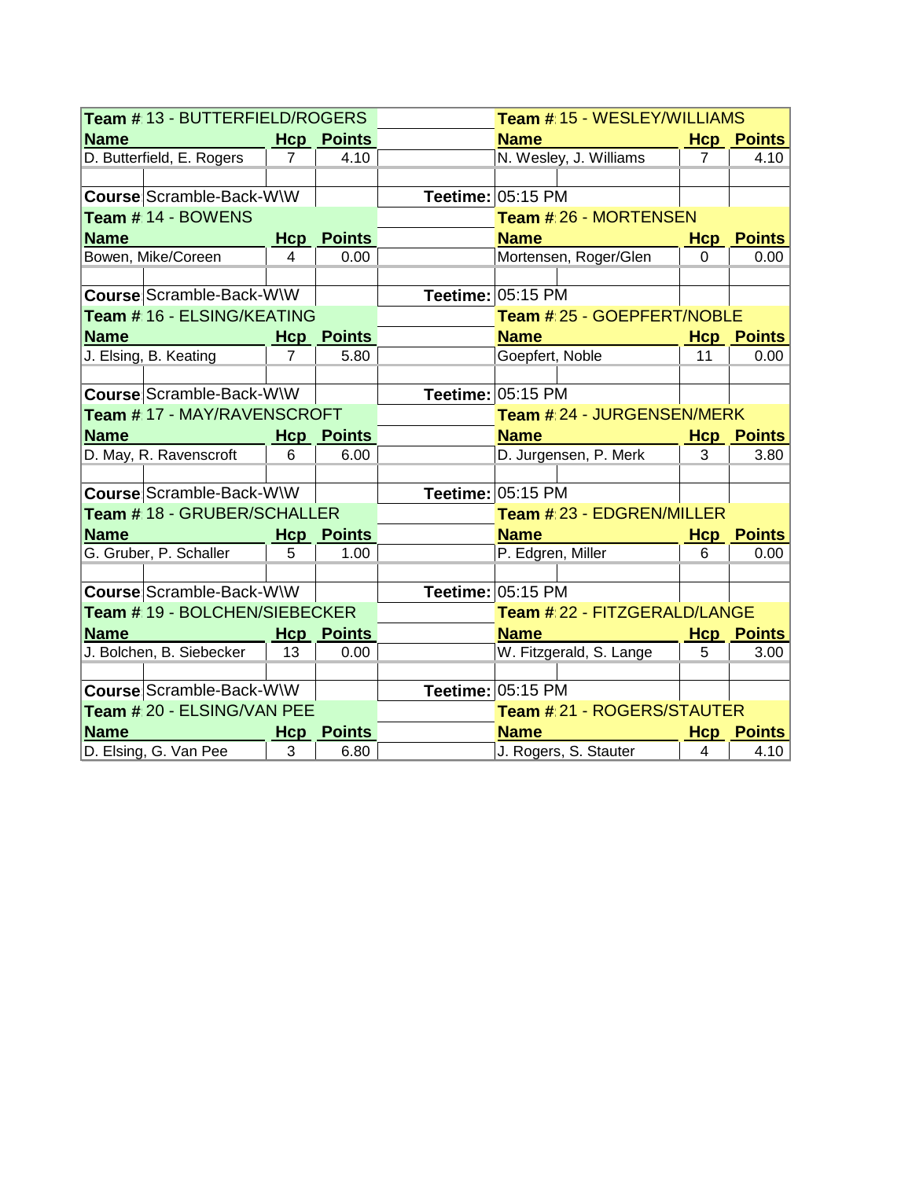| Team # 13 - BUTTERFIELD/ROGERS | | | | Team # 15 - WESLEY/WILLIAMS | | |
|---|---|---|---|---|---|---|
| **Name** | **Hcp** | **Points** | | **Name** | **Hcp** | **Points** |
| D. Butterfield, E. Rogers | 7 | 4.10 | | N. Wesley, J. Williams | 7 | 4.10 |
| | | | | | | |
| **Course** Scramble-Back-W\W | | | **Teetime:** | 05:15 PM | | |
| **Team #** 14 - BOWENS | | | | **Team #** 26 - MORTENSEN | | |
| **Name** | **Hcp** | **Points** | | **Name** | **Hcp** | **Points** |
| Bowen, Mike/Coreen | 4 | 0.00 | | Mortensen, Roger/Glen | 0 | 0.00 |
| | | | | | | |
| **Course** Scramble-Back-W\W | | | **Teetime:** | 05:15 PM | | |
| **Team #** 16 - ELSING/KEATING | | | | **Team #** 25 - GOEPFERT/NOBLE | | |
| **Name** | **Hcp** | **Points** | | **Name** | **Hcp** | **Points** |
| J. Elsing, B. Keating | 7 | 5.80 | | Goepfert, Noble | 11 | 0.00 |
| | | | | | | |
| **Course** Scramble-Back-W\W | | | **Teetime:** | 05:15 PM | | |
| **Team #** 17 - MAY/RAVENSCROFT | | | | **Team #** 24 - JURGENSEN/MERK | | |
| **Name** | **Hcp** | **Points** | | **Name** | **Hcp** | **Points** |
| D. May, R. Ravenscroft | 6 | 6.00 | | D. Jurgensen, P. Merk | 3 | 3.80 |
| | | | | | | |
| **Course** Scramble-Back-W\W | | | **Teetime:** | 05:15 PM | | |
| **Team #** 18 - GRUBER/SCHALLER | | | | **Team #** 23 - EDGREN/MILLER | | |
| **Name** | **Hcp** | **Points** | | **Name** | **Hcp** | **Points** |
| G. Gruber, P. Schaller | 5 | 1.00 | | P. Edgren, Miller | 6 | 0.00 |
| | | | | | | |
| **Course** Scramble-Back-W\W | | | **Teetime:** | 05:15 PM | | |
| **Team #** 19 - BOLCHEN/SIEBECKER | | | | **Team #** 22 - FITZGERALD/LANGE | | |
| **Name** | **Hcp** | **Points** | | **Name** | **Hcp** | **Points** |
| J. Bolchen, B. Siebecker | 13 | 0.00 | | W. Fitzgerald, S. Lange | 5 | 3.00 |
| | | | | | | |
| **Course** Scramble-Back-W\W | | | **Teetime:** | 05:15 PM | | |
| **Team #** 20 - ELSING/VAN PEE | | | | **Team #** 21 - ROGERS/STAUTER | | |
| **Name** | **Hcp** | **Points** | | **Name** | **Hcp** | **Points** |
| D. Elsing, G. Van Pee | 3 | 6.80 | | J. Rogers, S. Stauter | 4 | 4.10 |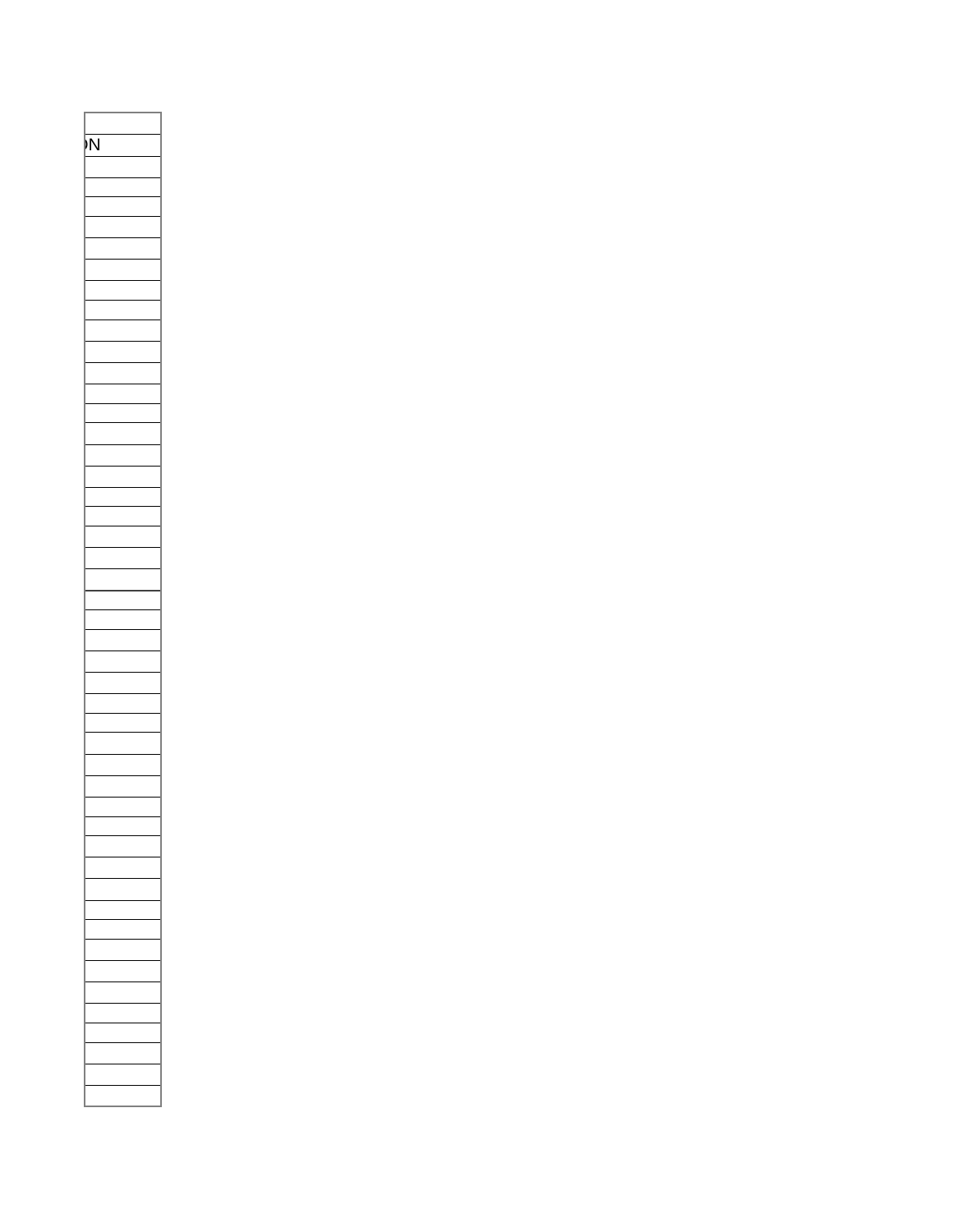| |
|---|
| ON |
| |
| |
| |
| |
| |
| |
| |
| |
| |
| |
| |
| |
| |
| |
| |
| |
| |
| |
| |
| |
| |
| |
| |
| |
| |
| |
| |
| |
| |
| |
| |
| |
| |
| |
| |
| |
| |
| |
| |
| |
| |
| |
| |
| |
| |
| |